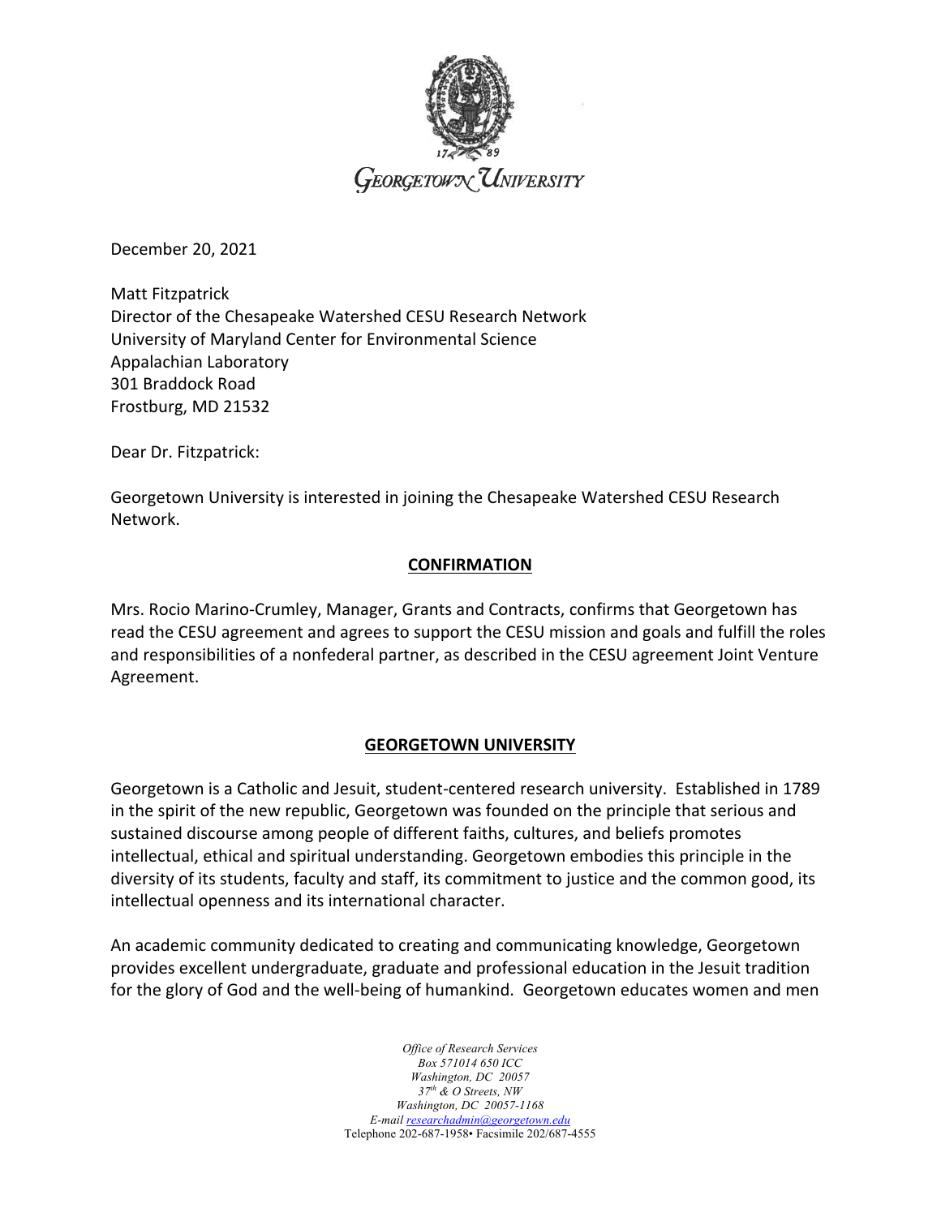GEORGETOWN UNIVERSITY

December 20, 2021

Matt Fitzpatrick
Director of the Chesapeake Watershed CESU Research Network
University of Maryland Center for Environmental Science
Appalachian Laboratory
301 Braddock Road
Frostburg, MD 21532

Dear Dr. Fitzpatrick:

Georgetown University is interested in joining the Chesapeake Watershed CESU Research Network.

## CONFIRMATION

Mrs. Rocio Marino-Crumley, Manager, Grants and Contracts, confirms that Georgetown has read the CESU agreement and agrees to support the CESU mission and goals and fulfill the roles and responsibilities of a nonfederal partner, as described in the CESU agreement Joint Venture Agreement.

## GEORGETOWN UNIVERSITY

Georgetown is a Catholic and Jesuit, student-centered research university. Established in 1789 in the spirit of the new republic, Georgetown was founded on the principle that serious and sustained discourse among people of different faiths, cultures, and beliefs promotes intellectual, ethical and spiritual understanding. Georgetown embodies this principle in the diversity of its students, faculty and staff, its commitment to justice and the common good, its intellectual openness and its international character.

An academic community dedicated to creating and communicating knowledge, Georgetown provides excellent undergraduate, graduate and professional education in the Jesuit tradition for the glory of God and the well-being of humankind. Georgetown educates women and men

*Office of Research Services*
*Box 571014 650 ICC*
*Washington, DC 20057*
*37th & O Streets, NW*
*Washington, DC 20057-1168*
*E-mail researchadmin@georgetown.edu*
Telephone 202-687-1958• Facsimile 202/687-4555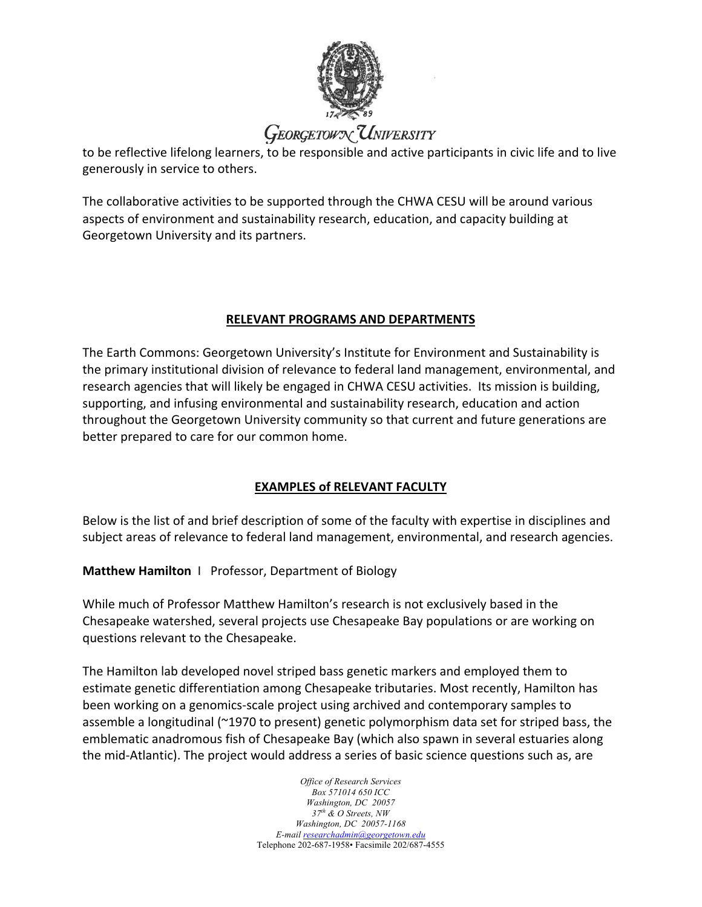to be reflective lifelong learners, to be responsible and active participants in civic life and to live generously in service to others.

The collaborative activities to be supported through the CHWA CESU will be around various aspects of environment and sustainability research, education, and capacity building at Georgetown University and its partners.

## RELEVANT PROGRAMS AND DEPARTMENTS

The Earth Commons: Georgetown University's Institute for Environment and Sustainability is the primary institutional division of relevance to federal land management, environmental, and research agencies that will likely be engaged in CHWA CESU activities. Its mission is building, supporting, and infusing environmental and sustainability research, education and action throughout the Georgetown University community so that current and future generations are better prepared to care for our common home.

## EXAMPLES of RELEVANT FACULTY

Below is the list of and brief description of some of the faculty with expertise in disciplines and subject areas of relevance to federal land management, environmental, and research agencies.

**Matthew Hamilton** I Professor, Department of Biology

While much of Professor Matthew Hamilton's research is not exclusively based in the Chesapeake watershed, several projects use Chesapeake Bay populations or are working on questions relevant to the Chesapeake.

The Hamilton lab developed novel striped bass genetic markers and employed them to estimate genetic differentiation among Chesapeake tributaries. Most recently, Hamilton has been working on a genomics-scale project using archived and contemporary samples to assemble a longitudinal (~1970 to present) genetic polymorphism data set for striped bass, the emblematic anadromous fish of Chesapeake Bay (which also spawn in several estuaries along the mid-Atlantic). The project would address a series of basic science questions such as, are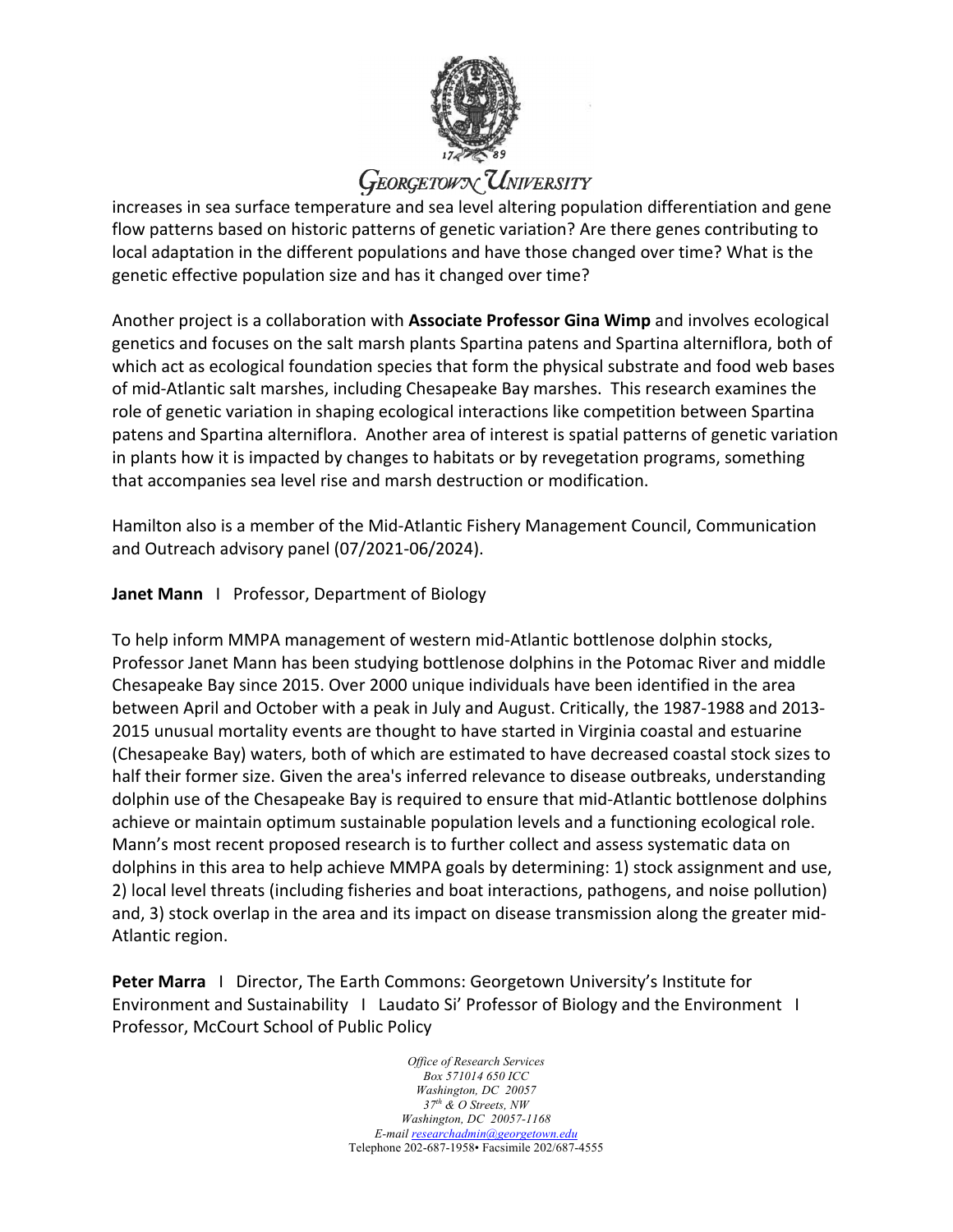increases in sea surface temperature and sea level altering population differentiation and gene flow patterns based on historic patterns of genetic variation? Are there genes contributing to local adaptation in the different populations and have those changed over time? What is the genetic effective population size and has it changed over time?

Another project is a collaboration with **Associate Professor Gina Wimp** and involves ecological genetics and focuses on the salt marsh plants Spartina patens and Spartina alterniflora, both of which act as ecological foundation species that form the physical substrate and food web bases of mid-Atlantic salt marshes, including Chesapeake Bay marshes. This research examines the role of genetic variation in shaping ecological interactions like competition between Spartina patens and Spartina alterniflora. Another area of interest is spatial patterns of genetic variation in plants how it is impacted by changes to habitats or by revegetation programs, something that accompanies sea level rise and marsh destruction or modification.

Hamilton also is a member of the Mid-Atlantic Fishery Management Council, Communication and Outreach advisory panel (07/2021-06/2024).

**Janet Mann** I Professor, Department of Biology

To help inform MMPA management of western mid-Atlantic bottlenose dolphin stocks, Professor Janet Mann has been studying bottlenose dolphins in the Potomac River and middle Chesapeake Bay since 2015. Over 2000 unique individuals have been identified in the area between April and October with a peak in July and August. Critically, the 1987-1988 and 2013-2015 unusual mortality events are thought to have started in Virginia coastal and estuarine (Chesapeake Bay) waters, both of which are estimated to have decreased coastal stock sizes to half their former size. Given the area's inferred relevance to disease outbreaks, understanding dolphin use of the Chesapeake Bay is required to ensure that mid-Atlantic bottlenose dolphins achieve or maintain optimum sustainable population levels and a functioning ecological role. Mann's most recent proposed research is to further collect and assess systematic data on dolphins in this area to help achieve MMPA goals by determining: 1) stock assignment and use, 2) local level threats (including fisheries and boat interactions, pathogens, and noise pollution) and, 3) stock overlap in the area and its impact on disease transmission along the greater mid-Atlantic region.

**Peter Marra** I Director, The Earth Commons: Georgetown University's Institute for Environment and Sustainability I Laudato Si' Professor of Biology and the Environment I Professor, McCourt School of Public Policy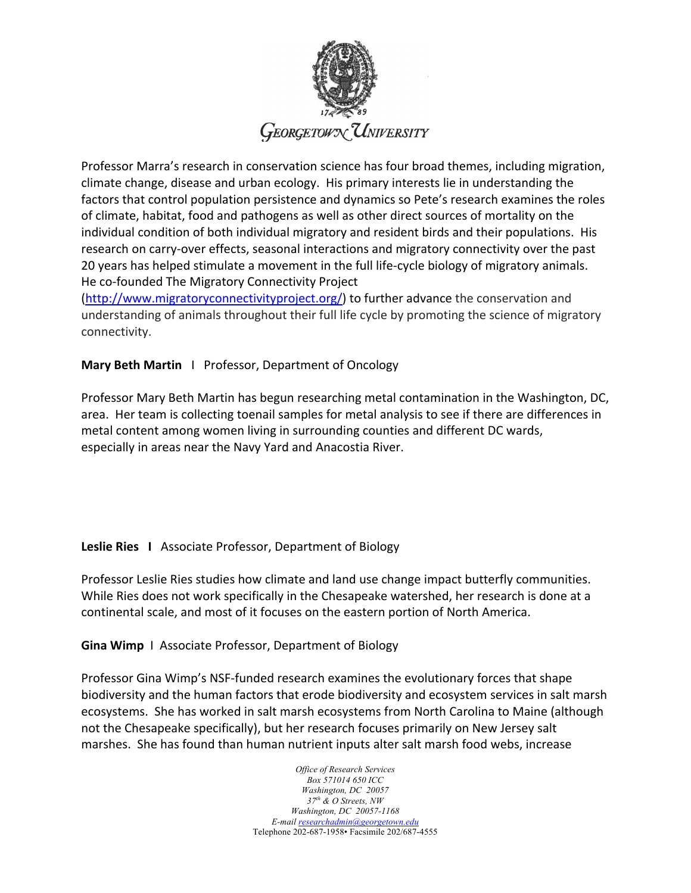Professor Marra's research in conservation science has four broad themes, including migration, climate change, disease and urban ecology. His primary interests lie in understanding the factors that control population persistence and dynamics so Pete's research examines the roles of climate, habitat, food and pathogens as well as other direct sources of mortality on the individual condition of both individual migratory and resident birds and their populations. His research on carry-over effects, seasonal interactions and migratory connectivity over the past 20 years has helped stimulate a movement in the full life-cycle biology of migratory animals. He co-founded The Migratory Connectivity Project (http://www.migratoryconnectivityproject.org/) to further advance the conservation and understanding of animals throughout their full life cycle by promoting the science of migratory connectivity.

**Mary Beth Martin** I Professor, Department of Oncology

Professor Mary Beth Martin has begun researching metal contamination in the Washington, DC, area. Her team is collecting toenail samples for metal analysis to see if there are differences in metal content among women living in surrounding counties and different DC wards, especially in areas near the Navy Yard and Anacostia River.

**Leslie Ries I** Associate Professor, Department of Biology

Professor Leslie Ries studies how climate and land use change impact butterfly communities. While Ries does not work specifically in the Chesapeake watershed, her research is done at a continental scale, and most of it focuses on the eastern portion of North America.

**Gina Wimp** I Associate Professor, Department of Biology

Professor Gina Wimp's NSF-funded research examines the evolutionary forces that shape biodiversity and the human factors that erode biodiversity and ecosystem services in salt marsh ecosystems. She has worked in salt marsh ecosystems from North Carolina to Maine (although not the Chesapeake specifically), but her research focuses primarily on New Jersey salt marshes. She has found than human nutrient inputs alter salt marsh food webs, increase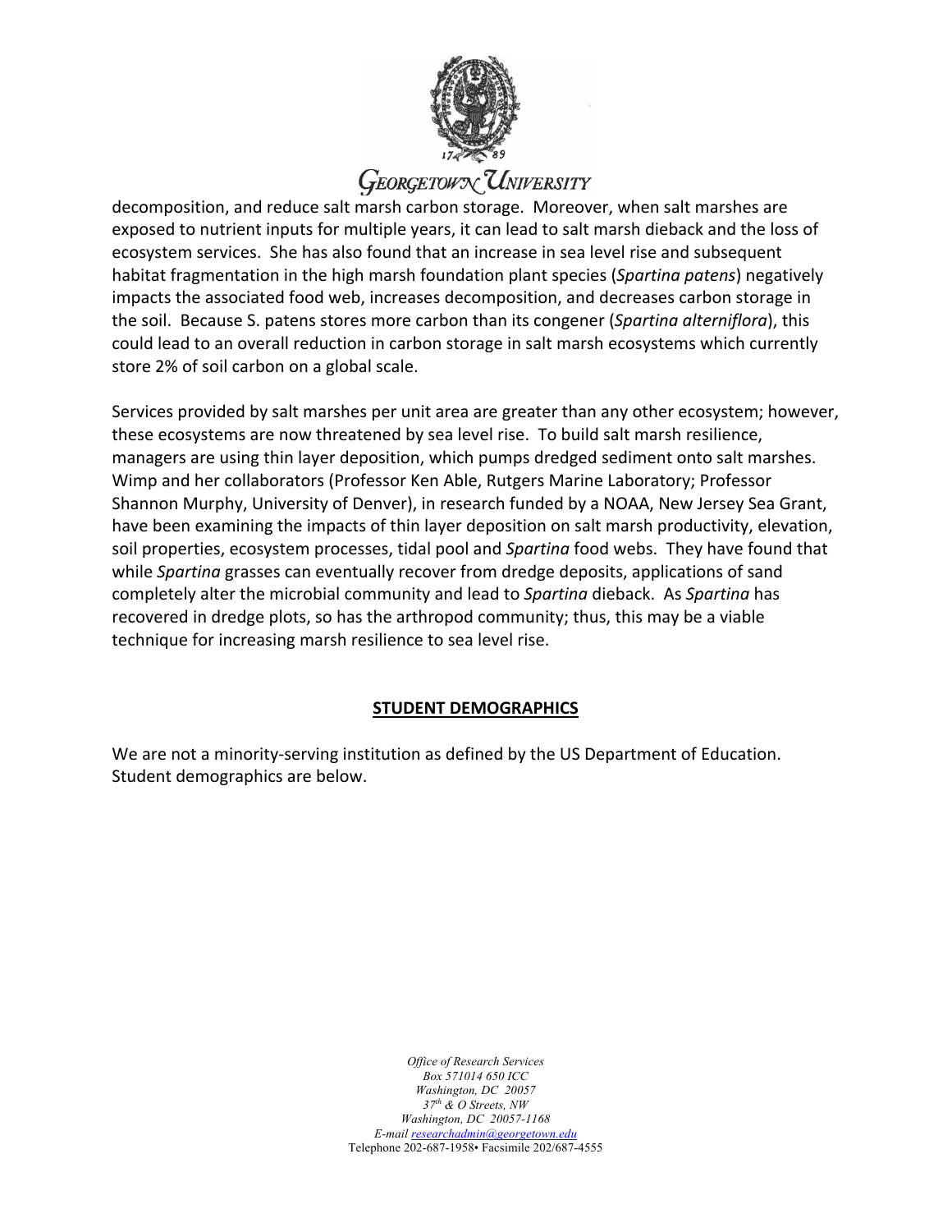decomposition, and reduce salt marsh carbon storage. Moreover, when salt marshes are exposed to nutrient inputs for multiple years, it can lead to salt marsh dieback and the loss of ecosystem services. She has also found that an increase in sea level rise and subsequent habitat fragmentation in the high marsh foundation plant species (*Spartina patens*) negatively impacts the associated food web, increases decomposition, and decreases carbon storage in the soil. Because S. patens stores more carbon than its congener (*Spartina alterniflora*), this could lead to an overall reduction in carbon storage in salt marsh ecosystems which currently store 2% of soil carbon on a global scale.

Services provided by salt marshes per unit area are greater than any other ecosystem; however, these ecosystems are now threatened by sea level rise. To build salt marsh resilience, managers are using thin layer deposition, which pumps dredged sediment onto salt marshes. Wimp and her collaborators (Professor Ken Able, Rutgers Marine Laboratory; Professor Shannon Murphy, University of Denver), in research funded by a NOAA, New Jersey Sea Grant, have been examining the impacts of thin layer deposition on salt marsh productivity, elevation, soil properties, ecosystem processes, tidal pool and *Spartina* food webs. They have found that while *Spartina* grasses can eventually recover from dredge deposits, applications of sand completely alter the microbial community and lead to *Spartina* dieback. As *Spartina* has recovered in dredge plots, so has the arthropod community; thus, this may be a viable technique for increasing marsh resilience to sea level rise.

## STUDENT DEMOGRAPHICS

We are not a minority-serving institution as defined by the US Department of Education. Student demographics are below.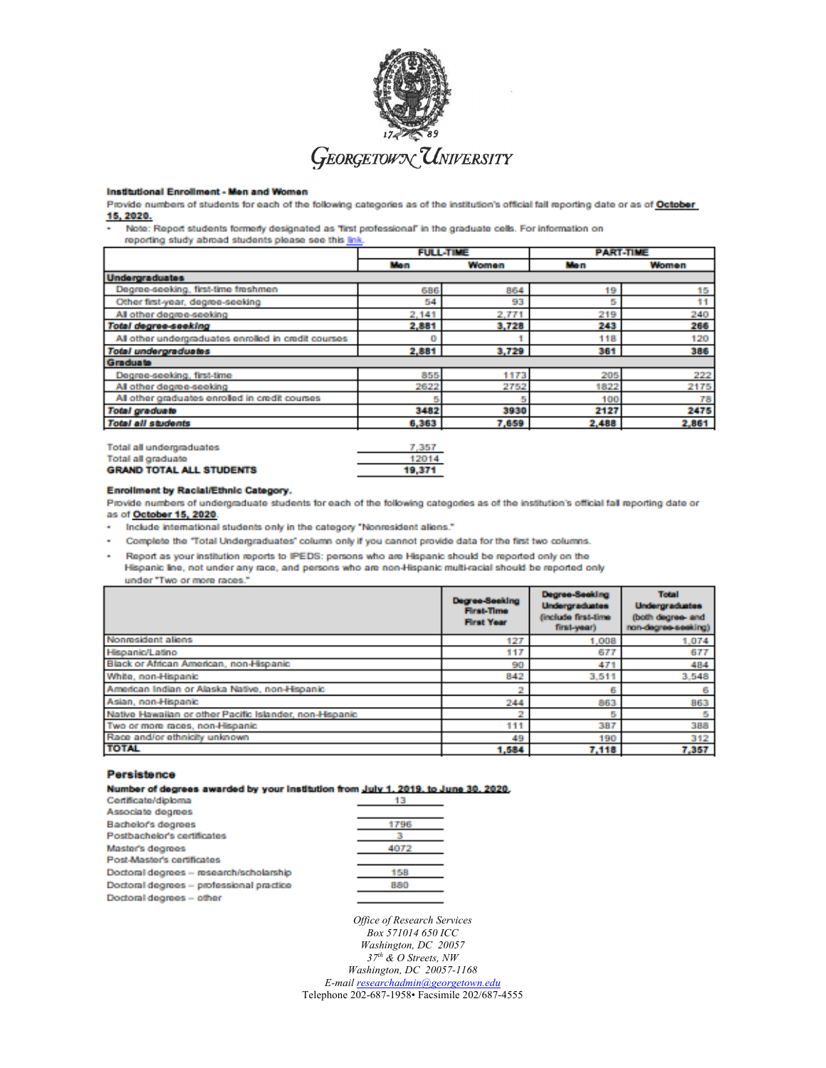# GEORGETOWN UNIVERSITY

**Institutional Enrollment - Men and Women**

Provide numbers of students for each of the following categories as of the institution's official fall reporting date or as of **October 15, 2020.**

- Note: Report students formerly designated as "first professional" in the graduate cells. For information on reporting study abroad students please see this link.

| | FULL-TIME | | PART-TIME | |
|---|---|---|---|---|
| | **Men** | **Women** | **Men** | **Women** |
| **Undergraduates** | | | | |
| Degree-seeking, first-time freshmen | 686 | 864 | 19 | 15 |
| Other first-year, degree-seeking | 54 | 93 | 5 | 11 |
| All other degree-seeking | 2,141 | 2,771 | 219 | 240 |
| ***Total degree-seeking*** | **2,881** | **3,728** | **243** | **266** |
| All other undergraduates enrolled in credit courses | 0 | 1 | 118 | 120 |
| ***Total undergraduates*** | **2,881** | **3,729** | **361** | **386** |
| **Graduate** | | | | |
| Degree-seeking, first-time | 855 | 1173 | 205 | 222 |
| All other degree-seeking | 2622 | 2752 | 1822 | 2175 |
| All other graduates enrolled in credit courses | 5 | 5 | 100 | 78 |
| ***Total graduate*** | **3482** | **3930** | **2127** | **2475** |
| ***Total all students*** | **6,363** | **7,659** | **2,488** | **2,861** |

| | |
|---|---|
| Total all undergraduates | 7,357 |
| Total all graduate | 12014 |
| **GRAND TOTAL ALL STUDENTS** | **19,371** |

**Enrollment by Racial/Ethnic Category.**

Provide numbers of undergraduate students for each of the following categories as of the institution's official fall reporting date or as of **October 15, 2020**.

- Include international students only in the category "Nonresident aliens."
- Complete the "Total Undergraduates" column only if you cannot provide data for the first two columns.
- Report as your institution reports to IPEDS: persons who are Hispanic should be reported only on the Hispanic line, not under any race, and persons who are non-Hispanic multi-racial should be reported only under "Two or more races."

| | **Degree-Seeking First-Time First Year** | **Degree-Seeking Undergraduates (include first-time first-year)** | **Total Undergraduates (both degree- and non-degree-seeking)** |
|---|---|---|---|
| Nonresident aliens | 127 | 1,008 | 1,074 |
| Hispanic/Latino | 117 | 677 | 677 |
| Black or African American, non-Hispanic | 90 | 471 | 484 |
| White, non-Hispanic | 842 | 3,511 | 3,548 |
| American Indian or Alaska Native, non-Hispanic | 2 | 6 | 6 |
| Asian, non-Hispanic | 244 | 863 | 863 |
| Native Hawaiian or other Pacific Islander, non-Hispanic | 2 | 5 | 5 |
| Two or more races, non-Hispanic | 111 | 387 | 388 |
| Race and/or ethnicity unknown | 49 | 190 | 312 |
| **TOTAL** | **1,584** | **7,118** | **7,357** |

## Persistence

**Number of degrees awarded by your institution from July 1, 2019, to June 30, 2020.**

| | |
|---|---|
| Certificate/diploma | 13 |
| Associate degrees | |
| Bachelor's degrees | 1796 |
| Postbachelor's certificates | 3 |
| Master's degrees | 4072 |
| Post-Master's certificates | |
| Doctoral degrees – research/scholarship | 158 |
| Doctoral degrees – professional practice | 880 |
| Doctoral degrees – other | |

*Office of Research Services*
*Box 571014 650 ICC*
*Washington, DC 20057*
*37th & O Streets, NW*
*Washington, DC 20057-1168*
*E-mail researchadmin@georgetown.edu*
Telephone 202-687-1958• Facsimile 202/687-4555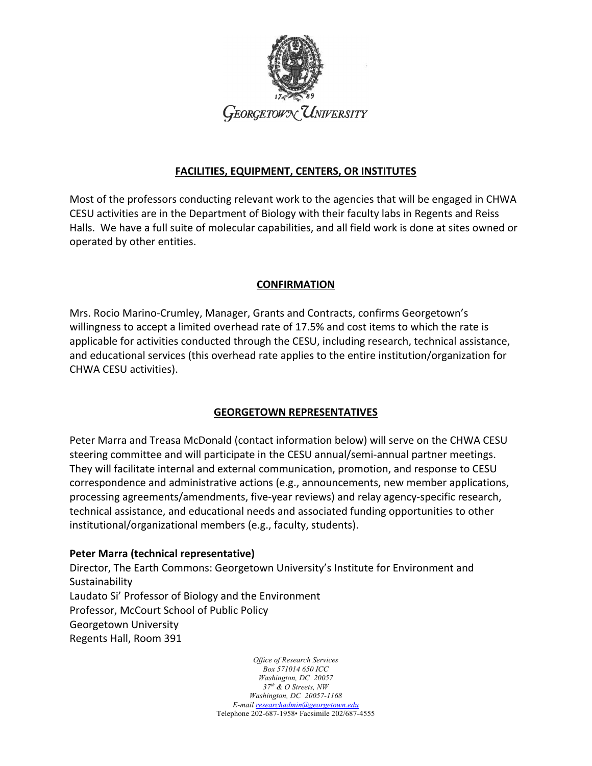GEORGETOWN UNIVERSITY

## FACILITIES, EQUIPMENT, CENTERS, OR INSTITUTES

Most of the professors conducting relevant work to the agencies that will be engaged in CHWA CESU activities are in the Department of Biology with their faculty labs in Regents and Reiss Halls. We have a full suite of molecular capabilities, and all field work is done at sites owned or operated by other entities.

## CONFIRMATION

Mrs. Rocio Marino-Crumley, Manager, Grants and Contracts, confirms Georgetown's willingness to accept a limited overhead rate of 17.5% and cost items to which the rate is applicable for activities conducted through the CESU, including research, technical assistance, and educational services (this overhead rate applies to the entire institution/organization for CHWA CESU activities).

## GEORGETOWN REPRESENTATIVES

Peter Marra and Treasa McDonald (contact information below) will serve on the CHWA CESU steering committee and will participate in the CESU annual/semi-annual partner meetings. They will facilitate internal and external communication, promotion, and response to CESU correspondence and administrative actions (e.g., announcements, new member applications, processing agreements/amendments, five-year reviews) and relay agency-specific research, technical assistance, and educational needs and associated funding opportunities to other institutional/organizational members (e.g., faculty, students).

**Peter Marra (technical representative)**
Director, The Earth Commons: Georgetown University's Institute for Environment and Sustainability
Laudato Si' Professor of Biology and the Environment
Professor, McCourt School of Public Policy
Georgetown University
Regents Hall, Room 391

*Office of Research Services*
*Box 571014 650 ICC*
*Washington, DC 20057*
*37th & O Streets, NW*
*Washington, DC 20057-1168*
*E-mail researchadmin@georgetown.edu*
Telephone 202-687-1958• Facsimile 202/687-4555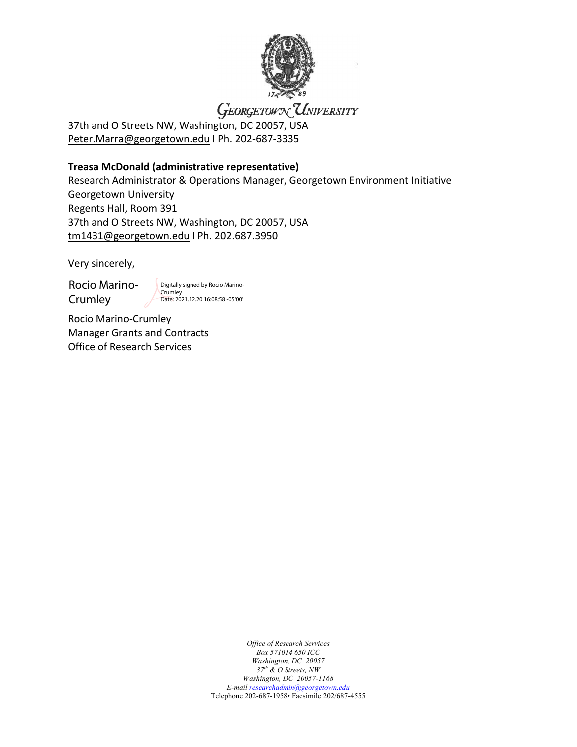Georgetown University

37th and O Streets NW, Washington, DC 20057, USA
Peter.Marra@georgetown.edu I Ph. 202-687-3335

**Treasa McDonald (administrative representative)**
Research Administrator & Operations Manager, Georgetown Environment Initiative
Georgetown University
Regents Hall, Room 391
37th and O Streets NW, Washington, DC 20057, USA
tm1431@georgetown.edu I Ph. 202.687.3950

Very sincerely,

Rocio Marino-Crumley

Digitally signed by Rocio Marino-Crumley
Date: 2021.12.20 16:08:58 -05'00'

Rocio Marino-Crumley
Manager Grants and Contracts
Office of Research Services

*Office of Research Services*
*Box 571014 650 ICC*
*Washington, DC 20057*
*37th & O Streets, NW*
*Washington, DC 20057-1168*
*E-mail researchadmin@georgetown.edu*
Telephone 202-687-1958• Facsimile 202/687-4555